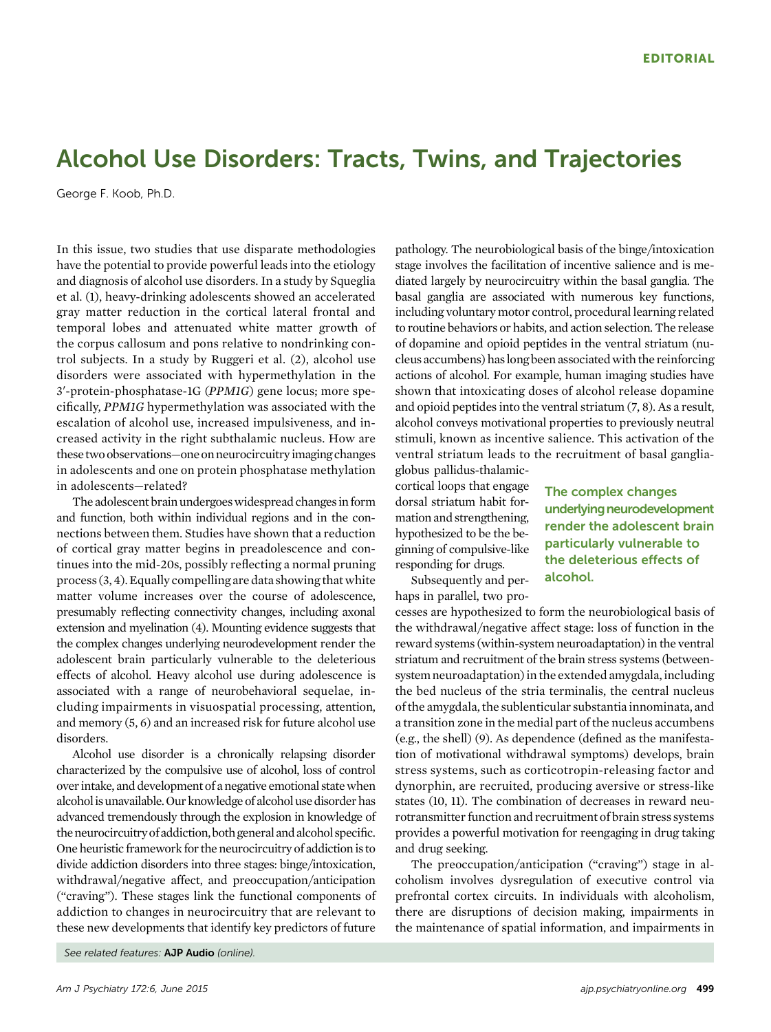EDITORIAL

# Alcohol Use Disorders: Tracts, Twins, and Trajectories

George F. Koob, Ph.D.

In this issue, two studies that use disparate methodologies have the potential to provide powerful leads into the etiology and diagnosis of alcohol use disorders. In a study by Squeglia et al. (1), heavy-drinking adolescents showed an accelerated gray matter reduction in the cortical lateral frontal and temporal lobes and attenuated white matter growth of the corpus callosum and pons relative to nondrinking control subjects. In a study by Ruggeri et al. (2), alcohol use disorders were associated with hypermethylation in the 3′-protein-phosphatase-1G (*PPM1G*) gene locus; more specifically, *PPM1G* hypermethylation was associated with the escalation of alcohol use, increased impulsiveness, and increased activity in the right subthalamic nucleus. How are these two observations—one on neurocircuitry imaging changes in adolescents and one on protein phosphatase methylation in adolescents—related?

The adolescent brain undergoes widespread changes in form and function, both within individual regions and in the connections between them. Studies have shown that a reduction of cortical gray matter begins in preadolescence and continues into the mid-20s, possibly reflecting a normal pruning process (3, 4). Equally compelling are data showing that white matter volume increases over the course of adolescence, presumably reflecting connectivity changes, including axonal extension and myelination (4). Mounting evidence suggests that the complex changes underlying neurodevelopment render the adolescent brain particularly vulnerable to the deleterious effects of alcohol. Heavy alcohol use during adolescence is associated with a range of neurobehavioral sequelae, including impairments in visuospatial processing, attention, and memory (5, 6) and an increased risk for future alcohol use disorders.

Alcohol use disorder is a chronically relapsing disorder characterized by the compulsive use of alcohol, loss of control over intake, and development of a negative emotional state when alcohol is unavailable. Our knowledge of alcohol use disorder has advanced tremendously through the explosion in knowledge of the neurocircuitry of addiction, both general and alcohol specific. One heuristic framework for the neurocircuitry of addiction is to divide addiction disorders into three stages: binge/intoxication, withdrawal/negative affect, and preoccupation/anticipation ("craving"). These stages link the functional components of addiction to changes in neurocircuitry that are relevant to these new developments that identify key predictors of future pathology. The neurobiological basis of the binge/intoxication stage involves the facilitation of incentive salience and is mediated largely by neurocircuitry within the basal ganglia. The basal ganglia are associated with numerous key functions, including voluntary motor control, procedural learning related to routine behaviors or habits, and action selection. The release of dopamine and opioid peptides in the ventral striatum (nucleus accumbens) has long been associated with the reinforcing actions of alcohol. For example, human imaging studies have shown that intoxicating doses of alcohol release dopamine and opioid peptides into the ventral striatum (7, 8). As a result, alcohol conveys motivational properties to previously neutral stimuli, known as incentive salience. This activation of the ventral striatum leads to the recruitment of basal ganglia-globus pallidus-thalamic-cortical loops that engage dorsal striatum habit formation and strengthening, hypothesized to be the beginning of compulsive-like responding for drugs.

**The complex changes underlying neurodevelopment render the adolescent brain particularly vulnerable to the deleterious effects of alcohol.**

Subsequently and perhaps in parallel, two processes are hypothesized to form the neurobiological basis of the withdrawal/negative affect stage: loss of function in the reward systems (within-system neuroadaptation) in the ventral striatum and recruitment of the brain stress systems (between-system neuroadaptation) in the extended amygdala, including the bed nucleus of the stria terminalis, the central nucleus of the amygdala, the sublenticular substantia innominata, and a transition zone in the medial part of the nucleus accumbens (e.g., the shell) (9). As dependence (defined as the manifestation of motivational withdrawal symptoms) develops, brain stress systems, such as corticotropin-releasing factor and dynorphin, are recruited, producing aversive or stress-like states (10, 11). The combination of decreases in reward neurotransmitter function and recruitment of brain stress systems provides a powerful motivation for reengaging in drug taking and drug seeking.

The preoccupation/anticipation ("craving") stage in alcoholism involves dysregulation of executive control via prefrontal cortex circuits. In individuals with alcoholism, there are disruptions of decision making, impairments in the maintenance of spatial information, and impairments in

*See related features:* **AJP Audio** *(online).*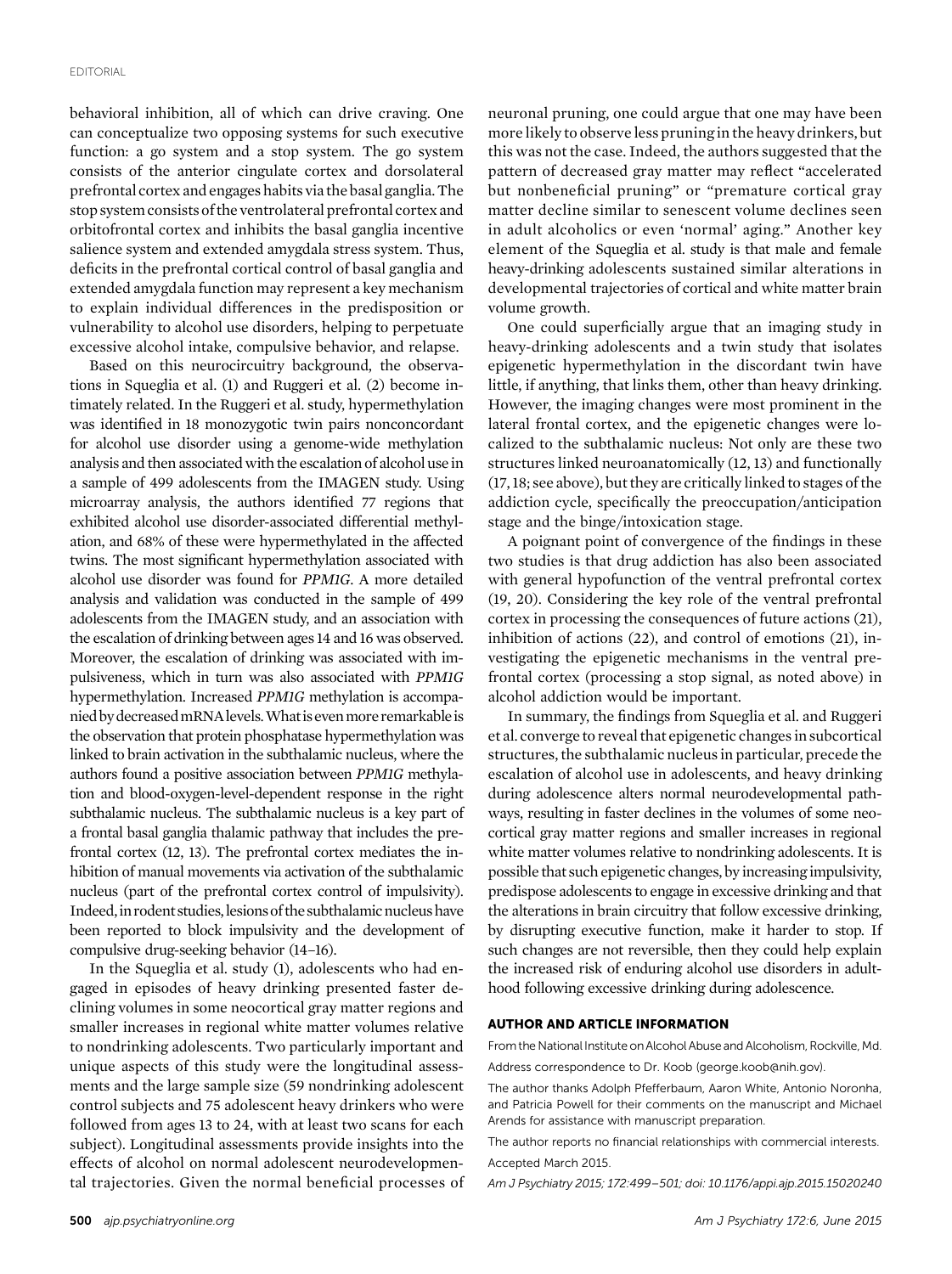behavioral inhibition, all of which can drive craving. One can conceptualize two opposing systems for such executive function: a go system and a stop system. The go system consists of the anterior cingulate cortex and dorsolateral prefrontal cortex and engages habits via the basal ganglia. The stop system consists of the ventrolateral prefrontal cortex and orbitofrontal cortex and inhibits the basal ganglia incentive salience system and extended amygdala stress system. Thus, deficits in the prefrontal cortical control of basal ganglia and extended amygdala function may represent a key mechanism to explain individual differences in the predisposition or vulnerability to alcohol use disorders, helping to perpetuate excessive alcohol intake, compulsive behavior, and relapse.

Based on this neurocircuitry background, the observations in Squeglia et al. (1) and Ruggeri et al. (2) become intimately related. In the Ruggeri et al. study, hypermethylation was identified in 18 monozygotic twin pairs nonconcordant for alcohol use disorder using a genome-wide methylation analysis and then associated with the escalation of alcohol use in a sample of 499 adolescents from the IMAGEN study. Using microarray analysis, the authors identified 77 regions that exhibited alcohol use disorder-associated differential methylation, and 68% of these were hypermethylated in the affected twins. The most significant hypermethylation associated with alcohol use disorder was found for *PPM1G*. A more detailed analysis and validation was conducted in the sample of 499 adolescents from the IMAGEN study, and an association with the escalation of drinking between ages 14 and 16 was observed. Moreover, the escalation of drinking was associated with impulsiveness, which in turn was also associated with *PPM1G* hypermethylation. Increased *PPM1G* methylation is accompanied by decreased mRNA levels. What is even more remarkable is the observation that protein phosphatase hypermethylation was linked to brain activation in the subthalamic nucleus, where the authors found a positive association between *PPM1G* methylation and blood-oxygen-level-dependent response in the right subthalamic nucleus. The subthalamic nucleus is a key part of a frontal basal ganglia thalamic pathway that includes the prefrontal cortex (12, 13). The prefrontal cortex mediates the inhibition of manual movements via activation of the subthalamic nucleus (part of the prefrontal cortex control of impulsivity). Indeed, in rodent studies, lesions of the subthalamic nucleus have been reported to block impulsivity and the development of compulsive drug-seeking behavior (14–16).

In the Squeglia et al. study (1), adolescents who had engaged in episodes of heavy drinking presented faster declining volumes in some neocortical gray matter regions and smaller increases in regional white matter volumes relative to nondrinking adolescents. Two particularly important and unique aspects of this study were the longitudinal assessments and the large sample size (59 nondrinking adolescent control subjects and 75 adolescent heavy drinkers who were followed from ages 13 to 24, with at least two scans for each subject). Longitudinal assessments provide insights into the effects of alcohol on normal adolescent neurodevelopmental trajectories. Given the normal beneficial processes of neuronal pruning, one could argue that one may have been more likely to observe less pruning in the heavy drinkers, but this was not the case. Indeed, the authors suggested that the pattern of decreased gray matter may reflect "accelerated but nonbeneficial pruning" or "premature cortical gray matter decline similar to senescent volume declines seen in adult alcoholics or even 'normal' aging." Another key element of the Squeglia et al. study is that male and female heavy-drinking adolescents sustained similar alterations in developmental trajectories of cortical and white matter brain volume growth.

One could superficially argue that an imaging study in heavy-drinking adolescents and a twin study that isolates epigenetic hypermethylation in the discordant twin have little, if anything, that links them, other than heavy drinking. However, the imaging changes were most prominent in the lateral frontal cortex, and the epigenetic changes were localized to the subthalamic nucleus: Not only are these two structures linked neuroanatomically (12, 13) and functionally (17, 18; see above), but they are critically linked to stages of the addiction cycle, specifically the preoccupation/anticipation stage and the binge/intoxication stage.

A poignant point of convergence of the findings in these two studies is that drug addiction has also been associated with general hypofunction of the ventral prefrontal cortex (19, 20). Considering the key role of the ventral prefrontal cortex in processing the consequences of future actions (21), inhibition of actions (22), and control of emotions (21), investigating the epigenetic mechanisms in the ventral prefrontal cortex (processing a stop signal, as noted above) in alcohol addiction would be important.

In summary, the findings from Squeglia et al. and Ruggeri et al. converge to reveal that epigenetic changes in subcortical structures, the subthalamic nucleus in particular, precede the escalation of alcohol use in adolescents, and heavy drinking during adolescence alters normal neurodevelopmental pathways, resulting in faster declines in the volumes of some neocortical gray matter regions and smaller increases in regional white matter volumes relative to nondrinking adolescents. It is possible that such epigenetic changes, by increasing impulsivity, predispose adolescents to engage in excessive drinking and that the alterations in brain circuitry that follow excessive drinking, by disrupting executive function, make it harder to stop. If such changes are not reversible, then they could help explain the increased risk of enduring alcohol use disorders in adulthood following excessive drinking during adolescence.

## AUTHOR AND ARTICLE INFORMATION

From the National Institute on Alcohol Abuse and Alcoholism, Rockville, Md.

Address correspondence to Dr. Koob (george.koob@nih.gov).

The author thanks Adolph Pfefferbaum, Aaron White, Antonio Noronha, and Patricia Powell for their comments on the manuscript and Michael Arends for assistance with manuscript preparation.

The author reports no financial relationships with commercial interests.

Accepted March 2015.

Am J Psychiatry 2015; 172:499–501; doi: 10.1176/appi.ajp.2015.15020240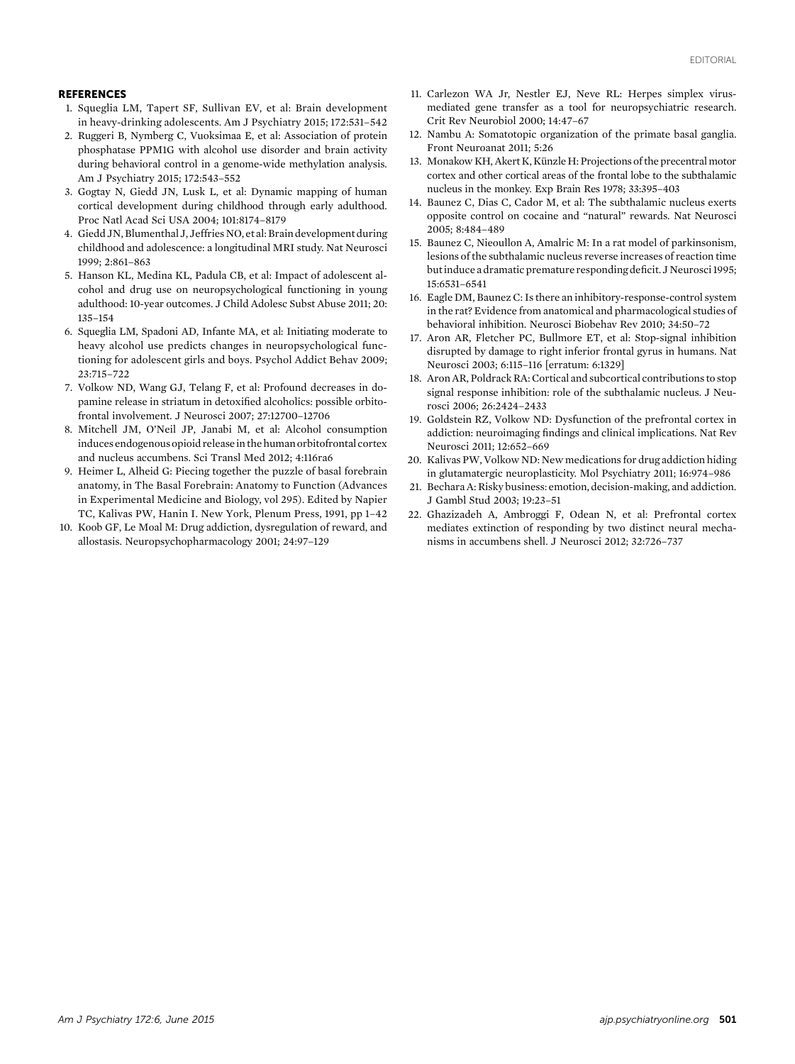## REFERENCES

1. Squeglia LM, Tapert SF, Sullivan EV, et al: Brain development in heavy-drinking adolescents. Am J Psychiatry 2015; 172:531–542
2. Ruggeri B, Nymberg C, Vuoksimaa E, et al: Association of protein phosphatase PPM1G with alcohol use disorder and brain activity during behavioral control in a genome-wide methylation analysis. Am J Psychiatry 2015; 172:543–552
3. Gogtay N, Giedd JN, Lusk L, et al: Dynamic mapping of human cortical development during childhood through early adulthood. Proc Natl Acad Sci USA 2004; 101:8174–8179
4. Giedd JN, Blumenthal J, Jeffries NO, et al: Brain development during childhood and adolescence: a longitudinal MRI study. Nat Neurosci 1999; 2:861–863
5. Hanson KL, Medina KL, Padula CB, et al: Impact of adolescent alcohol and drug use on neuropsychological functioning in young adulthood: 10-year outcomes. J Child Adolesc Subst Abuse 2011; 20: 135–154
6. Squeglia LM, Spadoni AD, Infante MA, et al: Initiating moderate to heavy alcohol use predicts changes in neuropsychological functioning for adolescent girls and boys. Psychol Addict Behav 2009; 23:715–722
7. Volkow ND, Wang GJ, Telang F, et al: Profound decreases in dopamine release in striatum in detoxified alcoholics: possible orbitofrontal involvement. J Neurosci 2007; 27:12700–12706
8. Mitchell JM, O'Neil JP, Janabi M, et al: Alcohol consumption induces endogenous opioid release in the human orbitofrontal cortex and nucleus accumbens. Sci Transl Med 2012; 4:116ra6
9. Heimer L, Alheid G: Piecing together the puzzle of basal forebrain anatomy, in The Basal Forebrain: Anatomy to Function (Advances in Experimental Medicine and Biology, vol 295). Edited by Napier TC, Kalivas PW, Hanin I. New York, Plenum Press, 1991, pp 1–42
10. Koob GF, Le Moal M: Drug addiction, dysregulation of reward, and allostasis. Neuropsychopharmacology 2001; 24:97–129
11. Carlezon WA Jr, Nestler EJ, Neve RL: Herpes simplex virus-mediated gene transfer as a tool for neuropsychiatric research. Crit Rev Neurobiol 2000; 14:47–67
12. Nambu A: Somatotopic organization of the primate basal ganglia. Front Neuroanat 2011; 5:26
13. Monakow KH, Akert K, Künzle H: Projections of the precentral motor cortex and other cortical areas of the frontal lobe to the subthalamic nucleus in the monkey. Exp Brain Res 1978; 33:395–403
14. Baunez C, Dias C, Cador M, et al: The subthalamic nucleus exerts opposite control on cocaine and "natural" rewards. Nat Neurosci 2005; 8:484–489
15. Baunez C, Nieoullon A, Amalric M: In a rat model of parkinsonism, lesions of the subthalamic nucleus reverse increases of reaction time but induce a dramatic premature responding deficit. J Neurosci 1995; 15:6531–6541
16. Eagle DM, Baunez C: Is there an inhibitory-response-control system in the rat? Evidence from anatomical and pharmacological studies of behavioral inhibition. Neurosci Biobehav Rev 2010; 34:50–72
17. Aron AR, Fletcher PC, Bullmore ET, et al: Stop-signal inhibition disrupted by damage to right inferior frontal gyrus in humans. Nat Neurosci 2003; 6:115–116 [erratum: 6:1329]
18. Aron AR, Poldrack RA: Cortical and subcortical contributions to stop signal response inhibition: role of the subthalamic nucleus. J Neurosci 2006; 26:2424–2433
19. Goldstein RZ, Volkow ND: Dysfunction of the prefrontal cortex in addiction: neuroimaging findings and clinical implications. Nat Rev Neurosci 2011; 12:652–669
20. Kalivas PW, Volkow ND: New medications for drug addiction hiding in glutamatergic neuroplasticity. Mol Psychiatry 2011; 16:974–986
21. Bechara A: Risky business: emotion, decision-making, and addiction. J Gambl Stud 2003; 19:23–51
22. Ghazizadeh A, Ambroggi F, Odean N, et al: Prefrontal cortex mediates extinction of responding by two distinct neural mechanisms in accumbens shell. J Neurosci 2012; 32:726–737